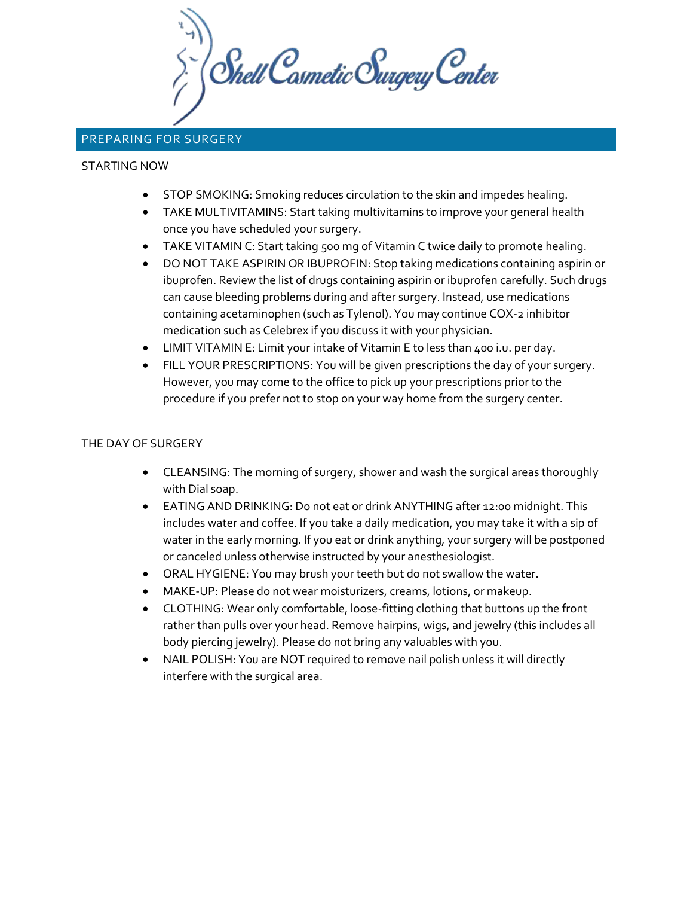# Shell Cosmetic Surgery Center

## PREPARING FOR SURGERY

### STARTING NOW

- STOP SMOKING: Smoking reduces circulation to the skin and impedes healing.
- TAKE MULTIVITAMINS: Start taking multivitamins to improve your general health once you have scheduled your surgery.
- TAKE VITAMIN C: Start taking 500 mg of Vitamin C twice daily to promote healing.
- DO NOT TAKE ASPIRIN OR IBUPROFIN: Stop taking medications containing aspirin or ibuprofen. Review the list of drugs containing aspirin or ibuprofen carefully. Such drugs can cause bleeding problems during and after surgery. Instead, use medications containing acetaminophen (such as Tylenol). You may continue COX-2 inhibitor medication such as Celebrex if you discuss it with your physician.
- LIMIT VITAMIN E: Limit your intake of Vitamin E to less than 400 i.u. per day.
- FILL YOUR PRESCRIPTIONS: You will be given prescriptions the day of your surgery. However, you may come to the office to pick up your prescriptions prior to the procedure if you prefer not to stop on your way home from the surgery center.

### THE DAY OF SURGERY

- CLEANSING: The morning of surgery, shower and wash the surgical areas thoroughly with Dial soap.
- EATING AND DRINKING: Do not eat or drink ANYTHING after 12:00 midnight. This includes water and coffee. If you take a daily medication, you may take it with a sip of water in the early morning. If you eat or drink anything, your surgery will be postponed or canceled unless otherwise instructed by your anesthesiologist.
- ORAL HYGIENE: You may brush your teeth but do not swallow the water.
- MAKE-UP: Please do not wear moisturizers, creams, lotions, or makeup.
- CLOTHING: Wear only comfortable, loose-fitting clothing that buttons up the front rather than pulls over your head. Remove hairpins, wigs, and jewelry (this includes all body piercing jewelry). Please do not bring any valuables with you.
- NAIL POLISH: You are NOT required to remove nail polish unless it will directly interfere with the surgical area.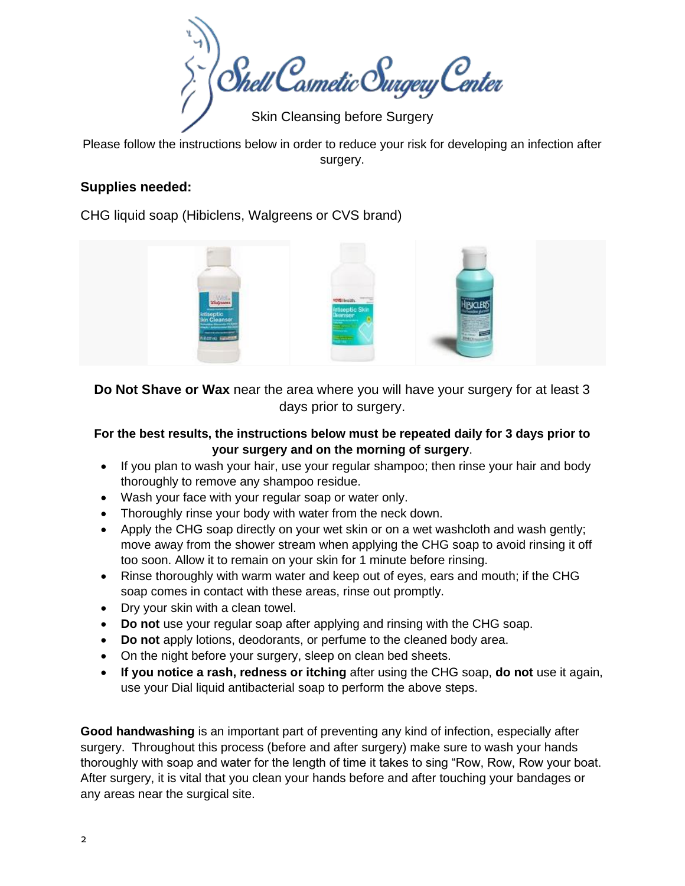Shell Cosmetic Surgery Center

# Skin Cleansing before Surgery

Please follow the instructions below in order to reduce your risk for developing an infection after surgery.

**Supplies needed:**

CHG liquid soap (Hibiclens, Walgreens or CVS brand)

**Do Not Shave or Wax** near the area where you will have your surgery for at least 3 days prior to surgery.

**For the best results, the instructions below must be repeated daily for 3 days prior to your surgery and on the morning of surgery**.

- If you plan to wash your hair, use your regular shampoo; then rinse your hair and body thoroughly to remove any shampoo residue.
- Wash your face with your regular soap or water only.
- Thoroughly rinse your body with water from the neck down.
- Apply the CHG soap directly on your wet skin or on a wet washcloth and wash gently; move away from the shower stream when applying the CHG soap to avoid rinsing it off too soon. Allow it to remain on your skin for 1 minute before rinsing.
- Rinse thoroughly with warm water and keep out of eyes, ears and mouth; if the CHG soap comes in contact with these areas, rinse out promptly.
- Dry your skin with a clean towel.
- **Do not** use your regular soap after applying and rinsing with the CHG soap.
- **Do not** apply lotions, deodorants, or perfume to the cleaned body area.
- On the night before your surgery, sleep on clean bed sheets.
- **If you notice a rash, redness or itching** after using the CHG soap, **do not** use it again, use your Dial liquid antibacterial soap to perform the above steps.

**Good handwashing** is an important part of preventing any kind of infection, especially after surgery. Throughout this process (before and after surgery) make sure to wash your hands thoroughly with soap and water for the length of time it takes to sing "Row, Row, Row your boat. After surgery, it is vital that you clean your hands before and after touching your bandages or any areas near the surgical site.